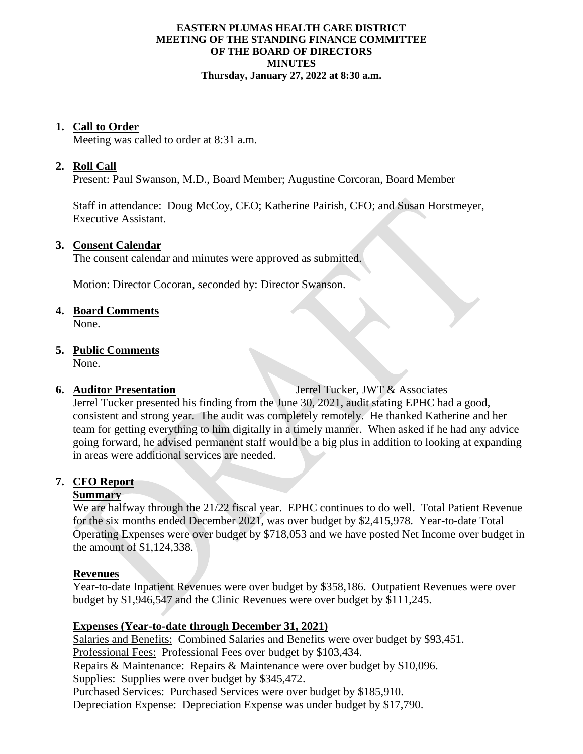**EASTERN PLUMAS HEALTH CARE DISTRICT**
**MEETING OF THE STANDING FINANCE COMMITTEE**
**OF THE BOARD OF DIRECTORS**
**MINUTES**
**Thursday, January 27, 2022 at 8:30 a.m.**

1. **Call to Order**
   Meeting was called to order at 8:31 a.m.

2. **Roll Call**
   Present: Paul Swanson, M.D., Board Member; Augustine Corcoran, Board Member

   Staff in attendance: Doug McCoy, CEO; Katherine Pairish, CFO; and Susan Horstmeyer, Executive Assistant.

3. **Consent Calendar**
   The consent calendar and minutes were approved as submitted.

   Motion: Director Cocoran, seconded by: Director Swanson.

4. **Board Comments**
   None.

5. **Public Comments**
   None.

6. **Auditor Presentation** Jerrel Tucker, JWT & Associates
   Jerrel Tucker presented his finding from the June 30, 2021, audit stating EPHC had a good, consistent and strong year. The audit was completely remotely. He thanked Katherine and her team for getting everything to him digitally in a timely manner. When asked if he had any advice going forward, he advised permanent staff would be a big plus in addition to looking at expanding in areas were additional services are needed.

7. **CFO Report**
   **Summary**
   We are halfway through the 21/22 fiscal year. EPHC continues to do well. Total Patient Revenue for the six months ended December 2021, was over budget by $2,415,978. Year-to-date Total Operating Expenses were over budget by $718,053 and we have posted Net Income over budget in the amount of $1,124,338.

   **Revenues**
   Year-to-date Inpatient Revenues were over budget by $358,186. Outpatient Revenues were over budget by $1,946,547 and the Clinic Revenues were over budget by $111,245.

   **Expenses (Year-to-date through December 31, 2021)**
   Salaries and Benefits: Combined Salaries and Benefits were over budget by $93,451.
   Professional Fees: Professional Fees over budget by $103,434.
   Repairs & Maintenance: Repairs & Maintenance were over budget by $10,096.
   Supplies: Supplies were over budget by $345,472.
   Purchased Services: Purchased Services were over budget by $185,910.
   Depreciation Expense: Depreciation Expense was under budget by $17,790.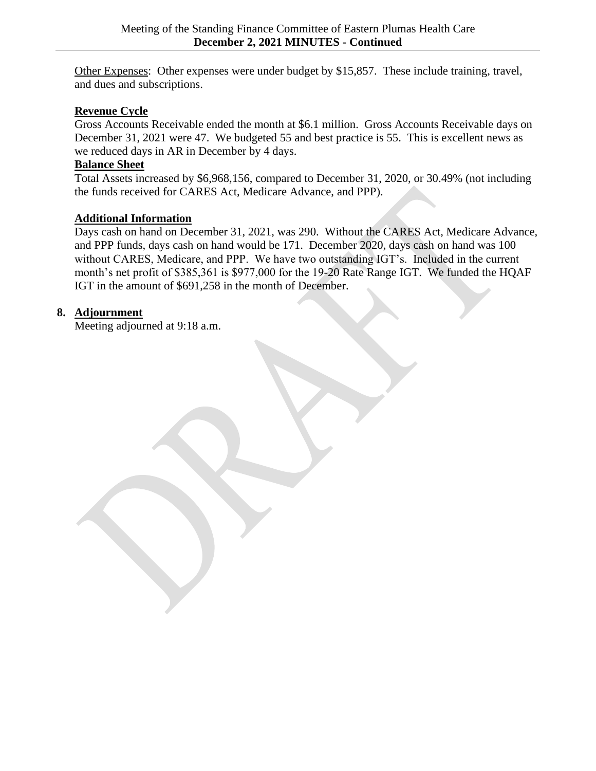Other Expenses: Other expenses were under budget by $15,857. These include training, travel, and dues and subscriptions.

**Revenue Cycle**

Gross Accounts Receivable ended the month at $6.1 million. Gross Accounts Receivable days on December 31, 2021 were 47. We budgeted 55 and best practice is 55. This is excellent news as we reduced days in AR in December by 4 days.

**Balance Sheet**

Total Assets increased by $6,968,156, compared to December 31, 2020, or 30.49% (not including the funds received for CARES Act, Medicare Advance, and PPP).

**Additional Information**

Days cash on hand on December 31, 2021, was 290. Without the CARES Act, Medicare Advance, and PPP funds, days cash on hand would be 171. December 2020, days cash on hand was 100 without CARES, Medicare, and PPP. We have two outstanding IGT's. Included in the current month's net profit of $385,361 is $977,000 for the 19-20 Rate Range IGT. We funded the HQAF IGT in the amount of $691,258 in the month of December.

**8. Adjournment**

Meeting adjourned at 9:18 a.m.